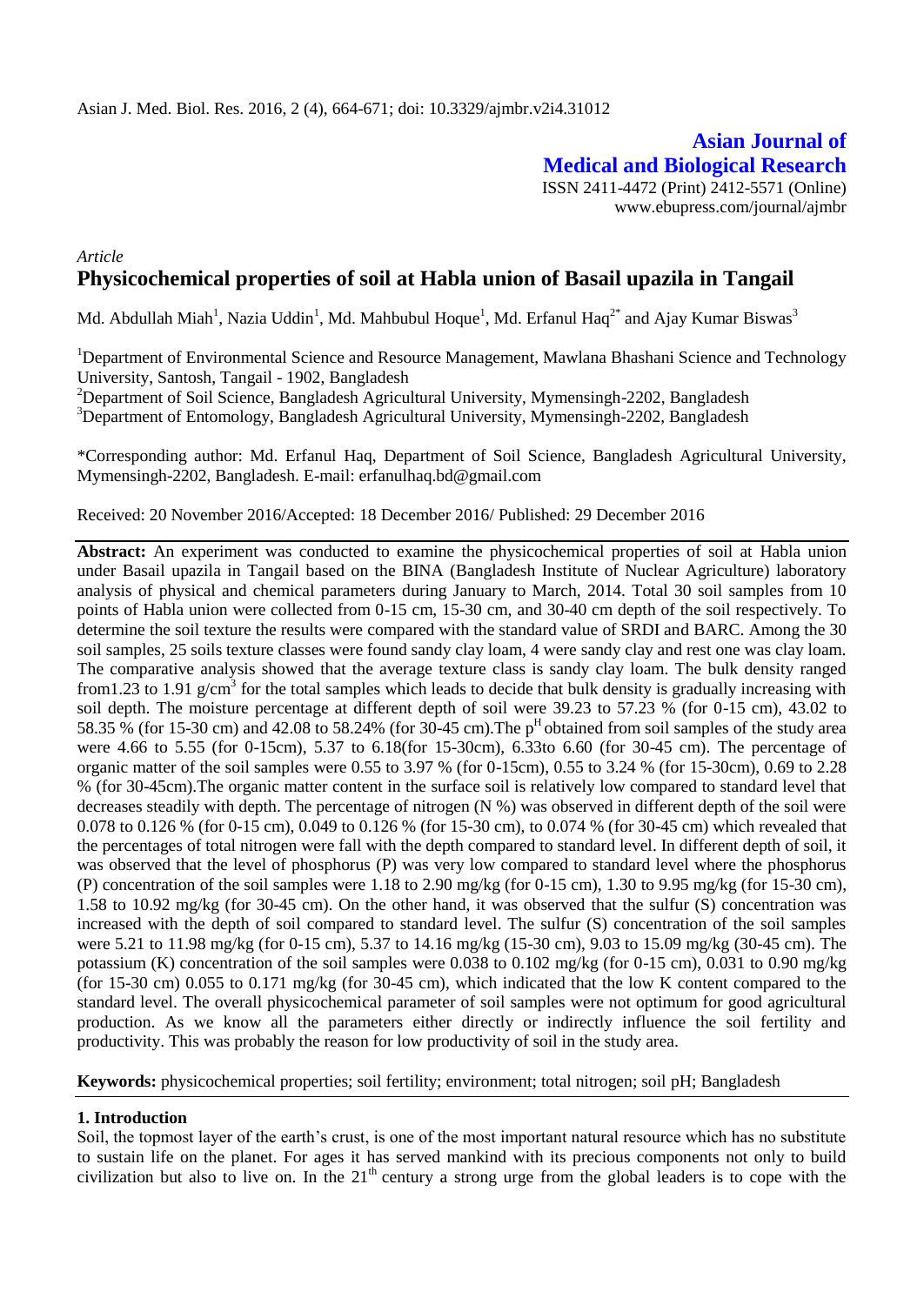Asian J. Med. Biol. Res. 2016, 2 (4), 664-671; doi: 10.3329/ajmbr.v2i4.31012

**Asian Journal of Medical and Biological Research**

ISSN 2411-4472 (Print) 2412-5571 (Online)
www.ebupress.com/journal/ajmbr

*Article*

# Physicochemical properties of soil at Habla union of Basail upazila in Tangail

Md. Abdullah Miah[1], Nazia Uddin[1], Md. Mahbubul Hoque[1], Md. Erfanul Haq[2*] and Ajay Kumar Biswas[3]

[1]Department of Environmental Science and Resource Management, Mawlana Bhashani Science and Technology University, Santosh, Tangail - 1902, Bangladesh

[2]Department of Soil Science, Bangladesh Agricultural University, Mymensingh-2202, Bangladesh

[3]Department of Entomology, Bangladesh Agricultural University, Mymensingh-2202, Bangladesh

*Corresponding author: Md. Erfanul Haq, Department of Soil Science, Bangladesh Agricultural University, Mymensingh-2202, Bangladesh. E-mail: erfanulhaq.bd@gmail.com

Received: 20 November 2016/Accepted: 18 December 2016/ Published: 29 December 2016

**Abstract:** An experiment was conducted to examine the physicochemical properties of soil at Habla union under Basail upazila in Tangail based on the BINA (Bangladesh Institute of Nuclear Agriculture) laboratory analysis of physical and chemical parameters during January to March, 2014. Total 30 soil samples from 10 points of Habla union were collected from 0-15 cm, 15-30 cm, and 30-40 cm depth of the soil respectively. To determine the soil texture the results were compared with the standard value of SRDI and BARC. Among the 30 soil samples, 25 soils texture classes were found sandy clay loam, 4 were sandy clay and rest one was clay loam. The comparative analysis showed that the average texture class is sandy clay loam. The bulk density ranged from1.23 to 1.91 g/cm$^3$ for the total samples which leads to decide that bulk density is gradually increasing with soil depth. The moisture percentage at different depth of soil were 39.23 to 57.23 % (for 0-15 cm), 43.02 to 58.35 % (for 15-30 cm) and 42.08 to 58.24% (for 30-45 cm).The p$^H$ obtained from soil samples of the study area were 4.66 to 5.55 (for 0-15cm), 5.37 to 6.18(for 15-30cm), 6.33to 6.60 (for 30-45 cm). The percentage of organic matter of the soil samples were 0.55 to 3.97 % (for 0-15cm), 0.55 to 3.24 % (for 15-30cm), 0.69 to 2.28 % (for 30-45cm).The organic matter content in the surface soil is relatively low compared to standard level that decreases steadily with depth. The percentage of nitrogen (N %) was observed in different depth of the soil were 0.078 to 0.126 % (for 0-15 cm), 0.049 to 0.126 % (for 15-30 cm), to 0.074 % (for 30-45 cm) which revealed that the percentages of total nitrogen were fall with the depth compared to standard level. In different depth of soil, it was observed that the level of phosphorus (P) was very low compared to standard level where the phosphorus (P) concentration of the soil samples were 1.18 to 2.90 mg/kg (for 0-15 cm), 1.30 to 9.95 mg/kg (for 15-30 cm), 1.58 to 10.92 mg/kg (for 30-45 cm). On the other hand, it was observed that the sulfur (S) concentration was increased with the depth of soil compared to standard level. The sulfur (S) concentration of the soil samples were 5.21 to 11.98 mg/kg (for 0-15 cm), 5.37 to 14.16 mg/kg (15-30 cm), 9.03 to 15.09 mg/kg (30-45 cm). The potassium (K) concentration of the soil samples were 0.038 to 0.102 mg/kg (for 0-15 cm), 0.031 to 0.90 mg/kg (for 15-30 cm) 0.055 to 0.171 mg/kg (for 30-45 cm), which indicated that the low K content compared to the standard level. The overall physicochemical parameter of soil samples were not optimum for good agricultural production. As we know all the parameters either directly or indirectly influence the soil fertility and productivity. This was probably the reason for low productivity of soil in the study area.

**Keywords:** physicochemical properties; soil fertility; environment; total nitrogen; soil pH; Bangladesh

## 1. Introduction

Soil, the topmost layer of the earth's crust, is one of the most important natural resource which has no substitute to sustain life on the planet. For ages it has served mankind with its precious components not only to build civilization but also to live on. In the 21$^{th}$ century a strong urge from the global leaders is to cope with the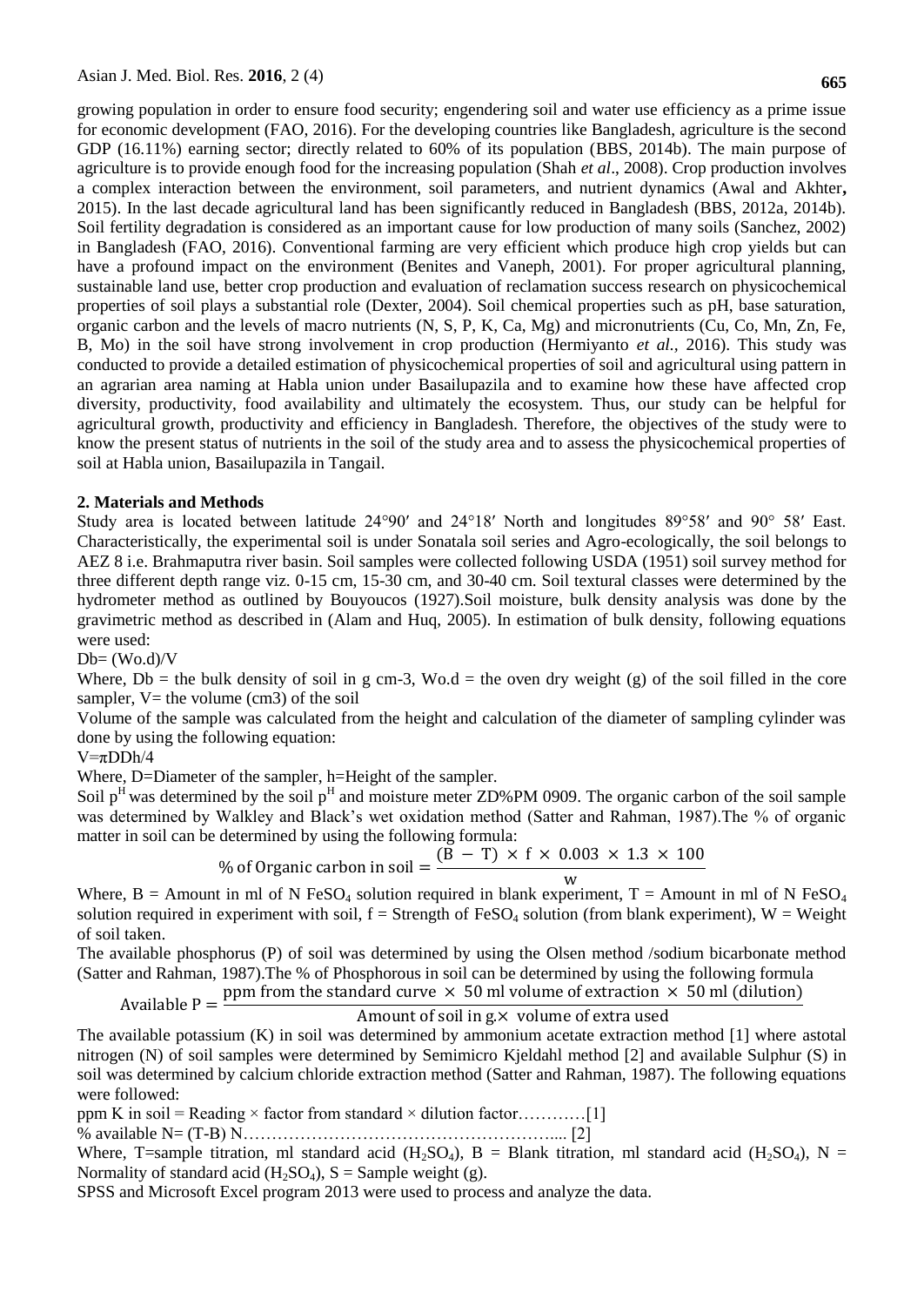growing population in order to ensure food security; engendering soil and water use efficiency as a prime issue for economic development (FAO, 2016). For the developing countries like Bangladesh, agriculture is the second GDP (16.11%) earning sector; directly related to 60% of its population (BBS, 2014b). The main purpose of agriculture is to provide enough food for the increasing population (Shah *et al*., 2008). Crop production involves a complex interaction between the environment, soil parameters, and nutrient dynamics (Awal and Akhter**,** 2015). In the last decade agricultural land has been significantly reduced in Bangladesh (BBS, 2012a, 2014b). Soil fertility degradation is considered as an important cause for low production of many soils (Sanchez, 2002) in Bangladesh (FAO, 2016). Conventional farming are very efficient which produce high crop yields but can have a profound impact on the environment (Benites and Vaneph, 2001). For proper agricultural planning, sustainable land use, better crop production and evaluation of reclamation success research on physicochemical properties of soil plays a substantial role (Dexter, 2004). Soil chemical properties such as pH, base saturation, organic carbon and the levels of macro nutrients (N, S, P, K, Ca, Mg) and micronutrients (Cu, Co, Mn, Zn, Fe, B, Mo) in the soil have strong involvement in crop production (Hermiyanto *et al.*, 2016). This study was conducted to provide a detailed estimation of physicochemical properties of soil and agricultural using pattern in an agrarian area naming at Habla union under Basailupazila and to examine how these have affected crop diversity, productivity, food availability and ultimately the ecosystem. Thus, our study can be helpful for agricultural growth, productivity and efficiency in Bangladesh. Therefore, the objectives of the study were to know the present status of nutrients in the soil of the study area and to assess the physicochemical properties of soil at Habla union, Basailupazila in Tangail.

## 2. Materials and Methods

Study area is located between latitude 24°90′ and 24°18′ North and longitudes 89°58′ and 90° 58′ East. Characteristically, the experimental soil is under Sonatala soil series and Agro-ecologically, the soil belongs to AEZ 8 i.e. Brahmaputra river basin. Soil samples were collected following USDA (1951) soil survey method for three different depth range viz. 0-15 cm, 15-30 cm, and 30-40 cm. Soil textural classes were determined by the hydrometer method as outlined by Bouyoucos (1927).Soil moisture, bulk density analysis was done by the gravimetric method as described in (Alam and Huq, 2005). In estimation of bulk density, following equations were used:

$$Db = (Wo.d)/V$$

Where, Db = the bulk density of soil in g cm-3, Wo.d = the oven dry weight (g) of the soil filled in the core sampler, V= the volume (cm3) of the soil

Volume of the sample was calculated from the height and calculation of the diameter of sampling cylinder was done by using the following equation:

$$V = \pi DDh/4$$

Where, D=Diameter of the sampler, h=Height of the sampler.

Soil $p^H$ was determined by the soil $p^H$ and moisture meter ZD%PM 0909. The organic carbon of the soil sample was determined by Walkley and Black's wet oxidation method (Satter and Rahman, 1987).The % of organic matter in soil can be determined by using the following formula:

$$\text{\% of Organic carbon in soil} = \frac{(B - T) \times f \times 0.003 \times 1.3 \times 100}{w}$$

Where, B = Amount in ml of N $FeSO_4$ solution required in blank experiment, T = Amount in ml of N $FeSO_4$ solution required in experiment with soil, f = Strength of $FeSO_4$ solution (from blank experiment), W = Weight of soil taken.

The available phosphorus (P) of soil was determined by using the Olsen method /sodium bicarbonate method (Satter and Rahman, 1987).The % of Phosphorous in soil can be determined by using the following formula

$$\text{Available P} = \frac{\text{ppm from the standard curve} \times 50 \text{ ml volume of extraction} \times 50 \text{ ml (dilution)}}{\text{Amount of soil in g.} \times \text{ volume of extra used}}$$

The available potassium (K) in soil was determined by ammonium acetate extraction method [1] where astotal nitrogen (N) of soil samples were determined by Semimicro Kjeldahl method [2] and available Sulphur (S) in soil was determined by calcium chloride extraction method (Satter and Rahman, 1987). The following equations were followed:

ppm K in soil = Reading × factor from standard × dilution factor…………[1]

% available N= (T-B) N………………………………………………... [2]

Where, T=sample titration, ml standard acid ($H_2SO_4$), B = Blank titration, ml standard acid ($H_2SO_4$), N = Normality of standard acid ($H_2SO_4$), S = Sample weight (g).

SPSS and Microsoft Excel program 2013 were used to process and analyze the data.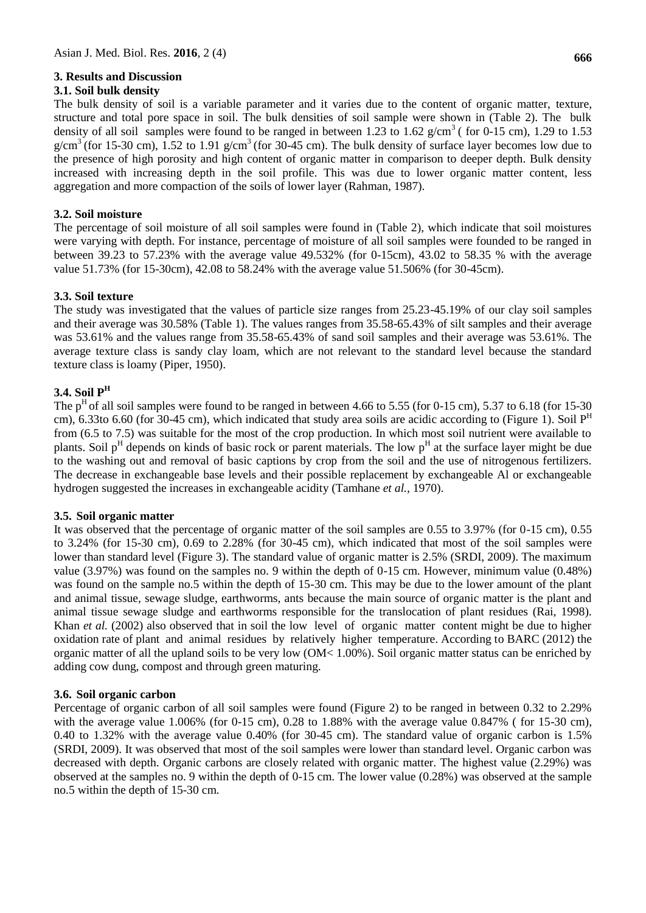## 3. Results and Discussion

### 3.1. Soil bulk density

The bulk density of soil is a variable parameter and it varies due to the content of organic matter, texture, structure and total pore space in soil. The bulk densities of soil sample were shown in (Table 2). The bulk density of all soil samples were found to be ranged in between 1.23 to 1.62 $g/cm^3$ ( for 0-15 cm), 1.29 to 1.53 $g/cm^3$ (for 15-30 cm), 1.52 to 1.91 $g/cm^3$ (for 30-45 cm). The bulk density of surface layer becomes low due to the presence of high porosity and high content of organic matter in comparison to deeper depth. Bulk density increased with increasing depth in the soil profile. This was due to lower organic matter content, less aggregation and more compaction of the soils of lower layer (Rahman, 1987).

### 3.2. Soil moisture

The percentage of soil moisture of all soil samples were found in (Table 2), which indicate that soil moistures were varying with depth. For instance, percentage of moisture of all soil samples were founded to be ranged in between 39.23 to 57.23% with the average value 49.532% (for 0-15cm), 43.02 to 58.35 % with the average value 51.73% (for 15-30cm), 42.08 to 58.24% with the average value 51.506% (for 30-45cm).

### 3.3. Soil texture

The study was investigated that the values of particle size ranges from 25.23-45.19% of our clay soil samples and their average was 30.58% (Table 1). The values ranges from 35.58-65.43% of silt samples and their average was 53.61% and the values range from 35.58-65.43% of sand soil samples and their average was 53.61%. The average texture class is sandy clay loam, which are not relevant to the standard level because the standard texture class is loamy (Piper, 1950).

### 3.4. Soil $P^H$

The $p^H$ of all soil samples were found to be ranged in between 4.66 to 5.55 (for 0-15 cm), 5.37 to 6.18 (for 15-30 cm), 6.33to 6.60 (for 30-45 cm), which indicated that study area soils are acidic according to (Figure 1). Soil $P^H$ from (6.5 to 7.5) was suitable for the most of the crop production. In which most soil nutrient were available to plants. Soil $p^H$ depends on kinds of basic rock or parent materials. The low $p^H$ at the surface layer might be due to the washing out and removal of basic captions by crop from the soil and the use of nitrogenous fertilizers. The decrease in exchangeable base levels and their possible replacement by exchangeable Al or exchangeable hydrogen suggested the increases in exchangeable acidity (Tamhane *et al.,* 1970).

### 3.5. Soil organic matter

It was observed that the percentage of organic matter of the soil samples are 0.55 to 3.97% (for 0-15 cm), 0.55 to 3.24% (for 15-30 cm), 0.69 to 2.28% (for 30-45 cm), which indicated that most of the soil samples were lower than standard level (Figure 3). The standard value of organic matter is 2.5% (SRDI, 2009). The maximum value (3.97%) was found on the samples no. 9 within the depth of 0-15 cm. However, minimum value (0.48%) was found on the sample no.5 within the depth of 15-30 cm. This may be due to the lower amount of the plant and animal tissue, sewage sludge, earthworms, ants because the main source of organic matter is the plant and animal tissue sewage sludge and earthworms responsible for the translocation of plant residues (Rai, 1998). Khan *et al.* (2002) also observed that in soil the low level of organic matter content might be due to higher oxidation rate of plant and animal residues by relatively higher temperature. According to BARC (2012) the organic matter of all the upland soils to be very low (OM< 1.00%). Soil organic matter status can be enriched by adding cow dung, compost and through green maturing.

### 3.6. Soil organic carbon

Percentage of organic carbon of all soil samples were found (Figure 2) to be ranged in between 0.32 to 2.29% with the average value 1.006% (for 0-15 cm), 0.28 to 1.88% with the average value 0.847% ( for 15-30 cm), 0.40 to 1.32% with the average value 0.40% (for 30-45 cm). The standard value of organic carbon is 1.5% (SRDI, 2009). It was observed that most of the soil samples were lower than standard level. Organic carbon was decreased with depth. Organic carbons are closely related with organic matter. The highest value (2.29%) was observed at the samples no. 9 within the depth of 0-15 cm. The lower value (0.28%) was observed at the sample no.5 within the depth of 15-30 cm.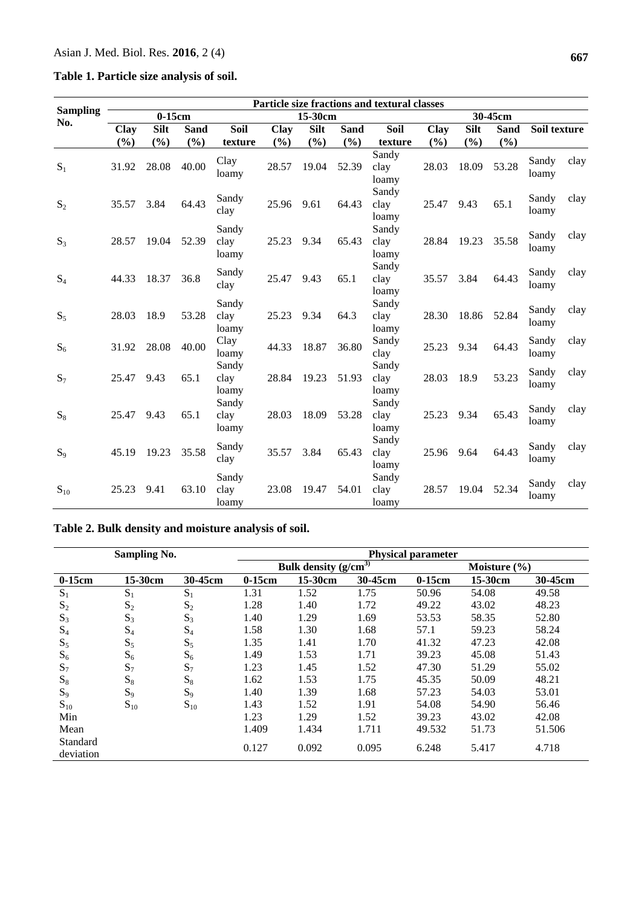**Table 1. Particle size analysis of soil.**

| Sampling No. | Particle size fractions and textural classes | | | | | | | | | | | |
|---|---|---|---|---|---|---|---|---|---|---|---|---|
| | 0-15cm | | | | 15-30cm | | | | 30-45cm | | | |
| | Clay (%) | Silt (%) | Sand (%) | Soil texture | Clay (%) | Silt (%) | Sand (%) | Soil texture | Clay (%) | Silt (%) | Sand (%) | Soil texture |
| $S_1$ | 31.92 | 28.08 | 40.00 | Clay loamy | 28.57 | 19.04 | 52.39 | Sandy clay loamy | 28.03 | 18.09 | 53.28 | Sandy clay loamy |
| $S_2$ | 35.57 | 3.84 | 64.43 | Sandy clay | 25.96 | 9.61 | 64.43 | Sandy clay loamy | 25.47 | 9.43 | 65.1 | Sandy clay loamy |
| $S_3$ | 28.57 | 19.04 | 52.39 | Sandy clay loamy | 25.23 | 9.34 | 65.43 | Sandy clay loamy | 28.84 | 19.23 | 35.58 | Sandy clay loamy |
| $S_4$ | 44.33 | 18.37 | 36.8 | Sandy clay | 25.47 | 9.43 | 65.1 | Sandy clay loamy | 35.57 | 3.84 | 64.43 | Sandy clay loamy |
| $S_5$ | 28.03 | 18.9 | 53.28 | Sandy clay loamy | 25.23 | 9.34 | 64.3 | Sandy clay loamy | 28.30 | 18.86 | 52.84 | Sandy clay loamy |
| $S_6$ | 31.92 | 28.08 | 40.00 | Clay loamy | 44.33 | 18.87 | 36.80 | Sandy clay | 25.23 | 9.34 | 64.43 | Sandy clay loamy |
| $S_7$ | 25.47 | 9.43 | 65.1 | Sandy clay loamy | 28.84 | 19.23 | 51.93 | Sandy clay loamy | 28.03 | 18.9 | 53.23 | Sandy clay loamy |
| $S_8$ | 25.47 | 9.43 | 65.1 | Sandy clay loamy | 28.03 | 18.09 | 53.28 | Sandy clay loamy | 25.23 | 9.34 | 65.43 | Sandy clay loamy |
| $S_9$ | 45.19 | 19.23 | 35.58 | Sandy clay | 35.57 | 3.84 | 65.43 | Sandy clay loamy | 25.96 | 9.64 | 64.43 | Sandy clay loamy |
| $S_{10}$ | 25.23 | 9.41 | 63.10 | Sandy clay loamy | 23.08 | 19.47 | 54.01 | Sandy clay loamy | 28.57 | 19.04 | 52.34 | Sandy clay loamy |

**Table 2. Bulk density and moisture analysis of soil.**

| Sampling No. | | | Physical parameter | | | | | |
|---|---|---|---|---|---|---|---|---|
| | | | Bulk density ($g/cm^{3}$) | | | Moisture (%) | | |
| 0-15cm | 15-30cm | 30-45cm | 0-15cm | 15-30cm | 30-45cm | 0-15cm | 15-30cm | 30-45cm |
| $S_1$ | $S_1$ | $S_1$ | 1.31 | 1.52 | 1.75 | 50.96 | 54.08 | 49.58 |
| $S_2$ | $S_2$ | $S_2$ | 1.28 | 1.40 | 1.72 | 49.22 | 43.02 | 48.23 |
| $S_3$ | $S_3$ | $S_3$ | 1.40 | 1.29 | 1.69 | 53.53 | 58.35 | 52.80 |
| $S_4$ | $S_4$ | $S_4$ | 1.58 | 1.30 | 1.68 | 57.1 | 59.23 | 58.24 |
| $S_5$ | $S_5$ | $S_5$ | 1.35 | 1.41 | 1.70 | 41.32 | 47.23 | 42.08 |
| $S_6$ | $S_6$ | $S_6$ | 1.49 | 1.53 | 1.71 | 39.23 | 45.08 | 51.43 |
| $S_7$ | $S_7$ | $S_7$ | 1.23 | 1.45 | 1.52 | 47.30 | 51.29 | 55.02 |
| $S_8$ | $S_8$ | $S_8$ | 1.62 | 1.53 | 1.75 | 45.35 | 50.09 | 48.21 |
| $S_9$ | $S_9$ | $S_9$ | 1.40 | 1.39 | 1.68 | 57.23 | 54.03 | 53.01 |
| $S_{10}$ | $S_{10}$ | $S_{10}$ | 1.43 | 1.52 | 1.91 | 54.08 | 54.90 | 56.46 |
| Min | | | 1.23 | 1.29 | 1.52 | 39.23 | 43.02 | 42.08 |
| Mean | | | 1.409 | 1.434 | 1.711 | 49.532 | 51.73 | 51.506 |
| Standard deviation | | | 0.127 | 0.092 | 0.095 | 6.248 | 5.417 | 4.718 |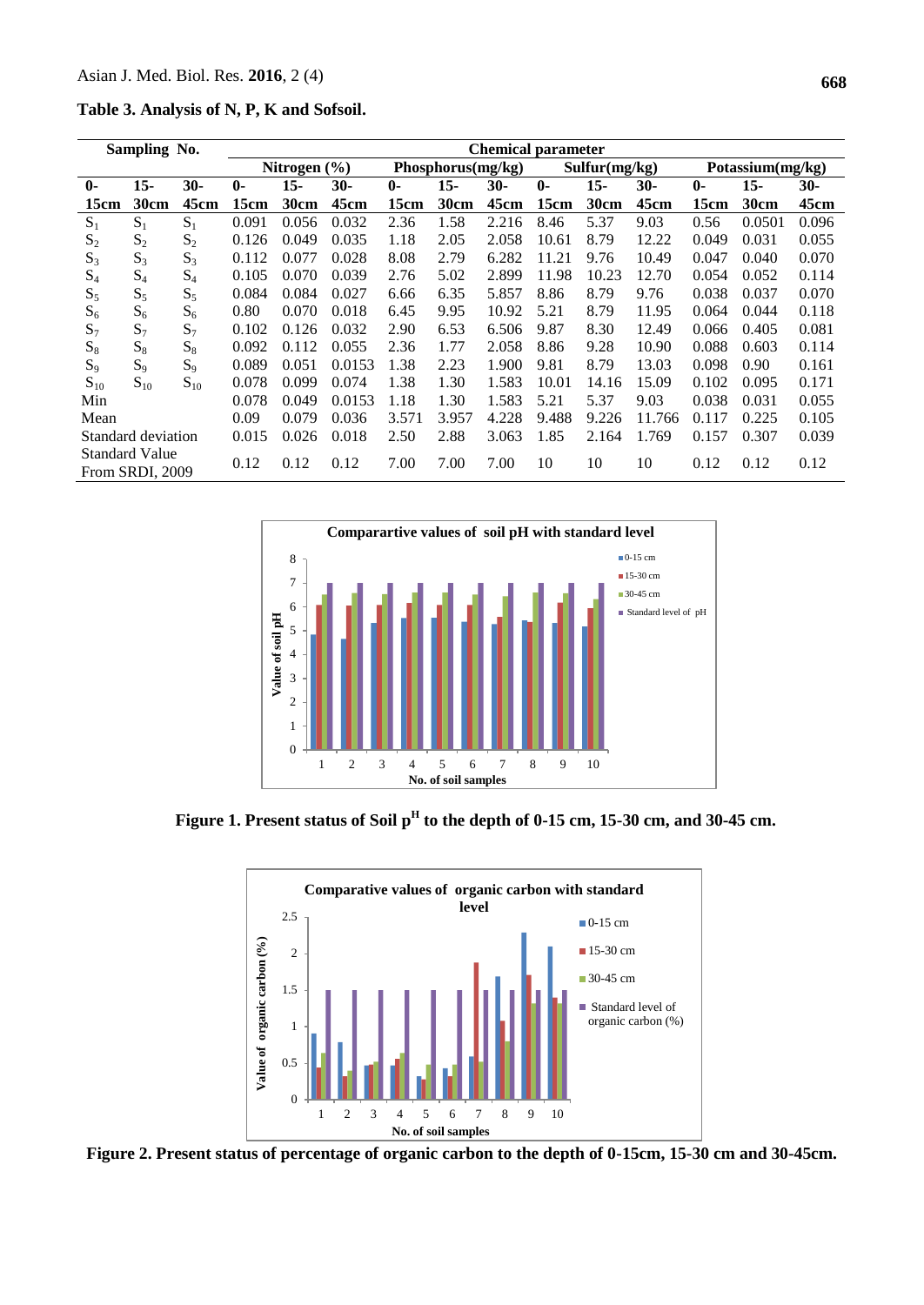**Table 3. Analysis of N, P, K and Sofsoil.**

| Sampling No. | | | Chemical parameter | | | | | | | | | | | |
|---|---|---|---|---|---|---|---|---|---|---|---|---|---|---|
| | | | Nitrogen (%) | | | Phosphorus(mg/kg) | | | Sulfur(mg/kg) | | | Potassium(mg/kg) | | |
| **0-15cm** | **15-30cm** | **30-45cm** | **0-15cm** | **15-30cm** | **30-45cm** | **0-15cm** | **15-30cm** | **30-45cm** | **0-15cm** | **15-30cm** | **30-45cm** | **0-15cm** | **15-30cm** | **30-45cm** |
| $S_1$ | $S_1$ | $S_1$ | 0.091 | 0.056 | 0.032 | 2.36 | 1.58 | 2.216 | 8.46 | 5.37 | 9.03 | 0.56 | 0.0501 | 0.096 |
| $S_2$ | $S_2$ | $S_2$ | 0.126 | 0.049 | 0.035 | 1.18 | 2.05 | 2.058 | 10.61 | 8.79 | 12.22 | 0.049 | 0.031 | 0.055 |
| $S_3$ | $S_3$ | $S_3$ | 0.112 | 0.077 | 0.028 | 8.08 | 2.79 | 6.282 | 11.21 | 9.76 | 10.49 | 0.047 | 0.040 | 0.070 |
| $S_4$ | $S_4$ | $S_4$ | 0.105 | 0.070 | 0.039 | 2.76 | 5.02 | 2.899 | 11.98 | 10.23 | 12.70 | 0.054 | 0.052 | 0.114 |
| $S_5$ | $S_5$ | $S_5$ | 0.084 | 0.084 | 0.027 | 6.66 | 6.35 | 5.857 | 8.86 | 8.79 | 9.76 | 0.038 | 0.037 | 0.070 |
| $S_6$ | $S_6$ | $S_6$ | 0.80 | 0.070 | 0.018 | 6.45 | 9.95 | 10.92 | 5.21 | 8.79 | 11.95 | 0.064 | 0.044 | 0.118 |
| $S_7$ | $S_7$ | $S_7$ | 0.102 | 0.126 | 0.032 | 2.90 | 6.53 | 6.506 | 9.87 | 8.30 | 12.49 | 0.066 | 0.405 | 0.081 |
| $S_8$ | $S_8$ | $S_8$ | 0.092 | 0.112 | 0.055 | 2.36 | 1.77 | 2.058 | 8.86 | 9.28 | 10.90 | 0.088 | 0.603 | 0.114 |
| $S_9$ | $S_9$ | $S_9$ | 0.089 | 0.051 | 0.0153 | 1.38 | 2.23 | 1.900 | 9.81 | 8.79 | 13.03 | 0.098 | 0.90 | 0.161 |
| $S_{10}$ | $S_{10}$ | $S_{10}$ | 0.078 | 0.099 | 0.074 | 1.38 | 1.30 | 1.583 | 10.01 | 14.16 | 15.09 | 0.102 | 0.095 | 0.171 |
| Min | | | 0.078 | 0.049 | 0.0153 | 1.18 | 1.30 | 1.583 | 5.21 | 5.37 | 9.03 | 0.038 | 0.031 | 0.055 |
| Mean | | | 0.09 | 0.079 | 0.036 | 3.571 | 3.957 | 4.228 | 9.488 | 9.226 | 11.766 | 0.117 | 0.225 | 0.105 |
| Standard deviation | | | 0.015 | 0.026 | 0.018 | 2.50 | 2.88 | 3.063 | 1.85 | 2.164 | 1.769 | 0.157 | 0.307 | 0.039 |
| Standard Value From SRDI, 2009 | | | 0.12 | 0.12 | 0.12 | 7.00 | 7.00 | 7.00 | 10 | 10 | 10 | 0.12 | 0.12 | 0.12 |

**Figure 1. Present status of Soil $p^H$ to the depth of 0-15 cm, 15-30 cm, and 30-45 cm.**

**Figure 2. Present status of percentage of organic carbon to the depth of 0-15cm, 15-30 cm and 30-45cm.**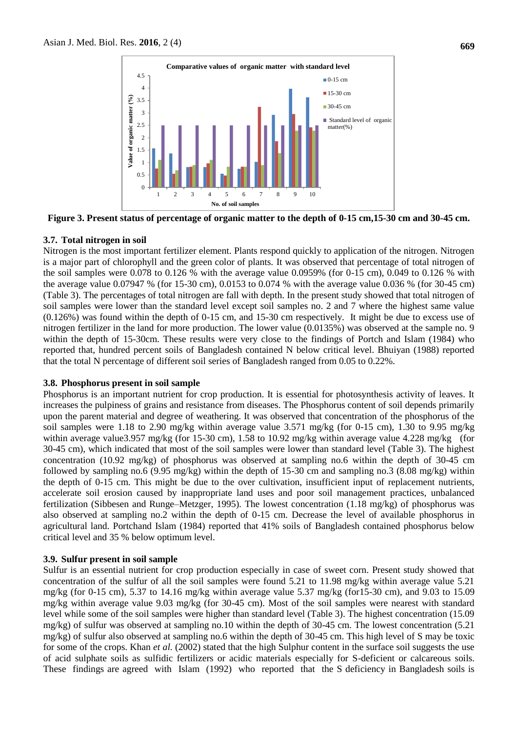Figure 3. Present status of percentage of organic matter to the depth of 0-15 cm,15-30 cm and 30-45 cm.

### 3.7. Total nitrogen in soil

Nitrogen is the most important fertilizer element. Plants respond quickly to application of the nitrogen. Nitrogen is a major part of chlorophyll and the green color of plants. It was observed that percentage of total nitrogen of the soil samples were 0.078 to 0.126 % with the average value 0.0959% (for 0-15 cm), 0.049 to 0.126 % with the average value 0.07947 % (for 15-30 cm), 0.0153 to 0.074 % with the average value 0.036 % (for 30-45 cm) (Table 3). The percentages of total nitrogen are fall with depth. In the present study showed that total nitrogen of soil samples were lower than the standard level except soil samples no. 2 and 7 where the highest same value (0.126%) was found within the depth of 0-15 cm, and 15-30 cm respectively. It might be due to excess use of nitrogen fertilizer in the land for more production. The lower value (0.0135%) was observed at the sample no. 9 within the depth of 15-30cm. These results were very close to the findings of Portch and Islam (1984) who reported that, hundred percent soils of Bangladesh contained N below critical level. Bhuiyan (1988) reported that the total N percentage of different soil series of Bangladesh ranged from 0.05 to 0.22%.

### 3.8. Phosphorus present in soil sample

Phosphorus is an important nutrient for crop production. It is essential for photosynthesis activity of leaves. It increases the pulpiness of grains and resistance from diseases. The Phosphorus content of soil depends primarily upon the parent material and degree of weathering. It was observed that concentration of the phosphorus of the soil samples were 1.18 to 2.90 mg/kg within average value 3.571 mg/kg (for 0-15 cm), 1.30 to 9.95 mg/kg within average value3.957 mg/kg (for 15-30 cm), 1.58 to 10.92 mg/kg within average value 4.228 mg/kg (for 30-45 cm), which indicated that most of the soil samples were lower than standard level (Table 3). The highest concentration (10.92 mg/kg) of phosphorus was observed at sampling no.6 within the depth of 30-45 cm followed by sampling no.6 (9.95 mg/kg) within the depth of 15-30 cm and sampling no.3 (8.08 mg/kg) within the depth of 0-15 cm. This might be due to the over cultivation, insufficient input of replacement nutrients, accelerate soil erosion caused by inappropriate land uses and poor soil management practices, unbalanced fertilization (Sibbesen and Runge–Metzger, 1995). The lowest concentration (1.18 mg/kg) of phosphorus was also observed at sampling no.2 within the depth of 0-15 cm. Decrease the level of available phosphorus in agricultural land. Portchand Islam (1984) reported that 41% soils of Bangladesh contained phosphorus below critical level and 35 % below optimum level.

### 3.9. Sulfur present in soil sample

Sulfur is an essential nutrient for crop production especially in case of sweet corn. Present study showed that concentration of the sulfur of all the soil samples were found 5.21 to 11.98 mg/kg within average value 5.21 mg/kg (for 0-15 cm), 5.37 to 14.16 mg/kg within average value 5.37 mg/kg (for15-30 cm), and 9.03 to 15.09 mg/kg within average value 9.03 mg/kg (for 30-45 cm). Most of the soil samples were nearest with standard level while some of the soil samples were higher than standard level (Table 3). The highest concentration (15.09 mg/kg) of sulfur was observed at sampling no.10 within the depth of 30-45 cm. The lowest concentration (5.21 mg/kg) of sulfur also observed at sampling no.6 within the depth of 30-45 cm. This high level of S may be toxic for some of the crops. Khan *et al.* (2002) stated that the high Sulphur content in the surface soil suggests the use of acid sulphate soils as sulfidic fertilizers or acidic materials especially for S-deficient or calcareous soils. These findings are agreed with Islam (1992) who reported that the S deficiency in Bangladesh soils is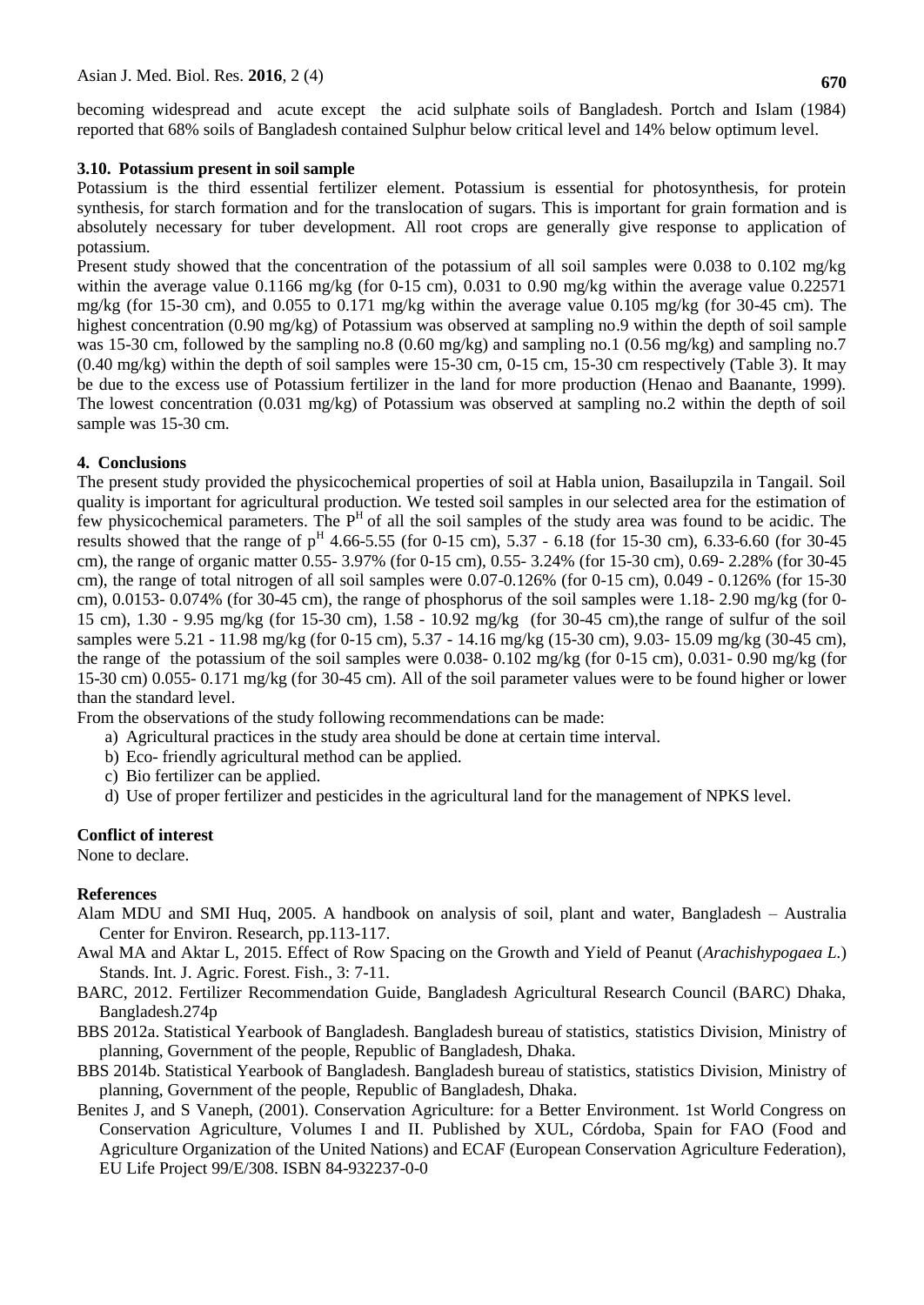becoming widespread and acute except the acid sulphate soils of Bangladesh. Portch and Islam (1984) reported that 68% soils of Bangladesh contained Sulphur below critical level and 14% below optimum level.

### 3.10. Potassium present in soil sample

Potassium is the third essential fertilizer element. Potassium is essential for photosynthesis, for protein synthesis, for starch formation and for the translocation of sugars. This is important for grain formation and is absolutely necessary for tuber development. All root crops are generally give response to application of potassium.

Present study showed that the concentration of the potassium of all soil samples were 0.038 to 0.102 mg/kg within the average value 0.1166 mg/kg (for 0-15 cm), 0.031 to 0.90 mg/kg within the average value 0.22571 mg/kg (for 15-30 cm), and 0.055 to 0.171 mg/kg within the average value 0.105 mg/kg (for 30-45 cm). The highest concentration (0.90 mg/kg) of Potassium was observed at sampling no.9 within the depth of soil sample was 15-30 cm, followed by the sampling no.8 (0.60 mg/kg) and sampling no.1 (0.56 mg/kg) and sampling no.7 (0.40 mg/kg) within the depth of soil samples were 15-30 cm, 0-15 cm, 15-30 cm respectively (Table 3). It may be due to the excess use of Potassium fertilizer in the land for more production (Henao and Baanante, 1999). The lowest concentration (0.031 mg/kg) of Potassium was observed at sampling no.2 within the depth of soil sample was 15-30 cm.

## 4. Conclusions

The present study provided the physicochemical properties of soil at Habla union, Basailupzila in Tangail. Soil quality is important for agricultural production. We tested soil samples in our selected area for the estimation of few physicochemical parameters. The $P^H$ of all the soil samples of the study area was found to be acidic. The results showed that the range of $p^H$ 4.66-5.55 (for 0-15 cm), 5.37 - 6.18 (for 15-30 cm), 6.33-6.60 (for 30-45 cm), the range of organic matter 0.55- 3.97% (for 0-15 cm), 0.55- 3.24% (for 15-30 cm), 0.69- 2.28% (for 30-45 cm), the range of total nitrogen of all soil samples were 0.07-0.126% (for 0-15 cm), 0.049 - 0.126% (for 15-30 cm), 0.0153- 0.074% (for 30-45 cm), the range of phosphorus of the soil samples were 1.18- 2.90 mg/kg (for 0-15 cm), 1.30 - 9.95 mg/kg (for 15-30 cm), 1.58 - 10.92 mg/kg (for 30-45 cm),the range of sulfur of the soil samples were 5.21 - 11.98 mg/kg (for 0-15 cm), 5.37 - 14.16 mg/kg (15-30 cm), 9.03- 15.09 mg/kg (30-45 cm), the range of the potassium of the soil samples were 0.038- 0.102 mg/kg (for 0-15 cm), 0.031- 0.90 mg/kg (for 15-30 cm) 0.055- 0.171 mg/kg (for 30-45 cm). All of the soil parameter values were to be found higher or lower than the standard level.

From the observations of the study following recommendations can be made:

a) Agricultural practices in the study area should be done at certain time interval.
b) Eco- friendly agricultural method can be applied.
c) Bio fertilizer can be applied.
d) Use of proper fertilizer and pesticides in the agricultural land for the management of NPKS level.

**Conflict of interest**

None to declare.

**References**

Alam MDU and SMI Huq, 2005. A handbook on analysis of soil, plant and water, Bangladesh – Australia Center for Environ. Research, pp.113-117.

Awal MA and Aktar L, 2015. Effect of Row Spacing on the Growth and Yield of Peanut (*Arachishypogaea L.*) Stands. Int. J. Agric. Forest. Fish., 3: 7-11.

BARC, 2012. Fertilizer Recommendation Guide, Bangladesh Agricultural Research Council (BARC) Dhaka, Bangladesh.274p

BBS 2012a. Statistical Yearbook of Bangladesh. Bangladesh bureau of statistics, statistics Division, Ministry of planning, Government of the people, Republic of Bangladesh, Dhaka.

BBS 2014b. Statistical Yearbook of Bangladesh. Bangladesh bureau of statistics, statistics Division, Ministry of planning, Government of the people, Republic of Bangladesh, Dhaka.

Benites J, and S Vaneph, (2001). Conservation Agriculture: for a Better Environment. 1st World Congress on Conservation Agriculture, Volumes I and II. Published by XUL, Córdoba, Spain for FAO (Food and Agriculture Organization of the United Nations) and ECAF (European Conservation Agriculture Federation), EU Life Project 99/E/308. ISBN 84-932237-0-0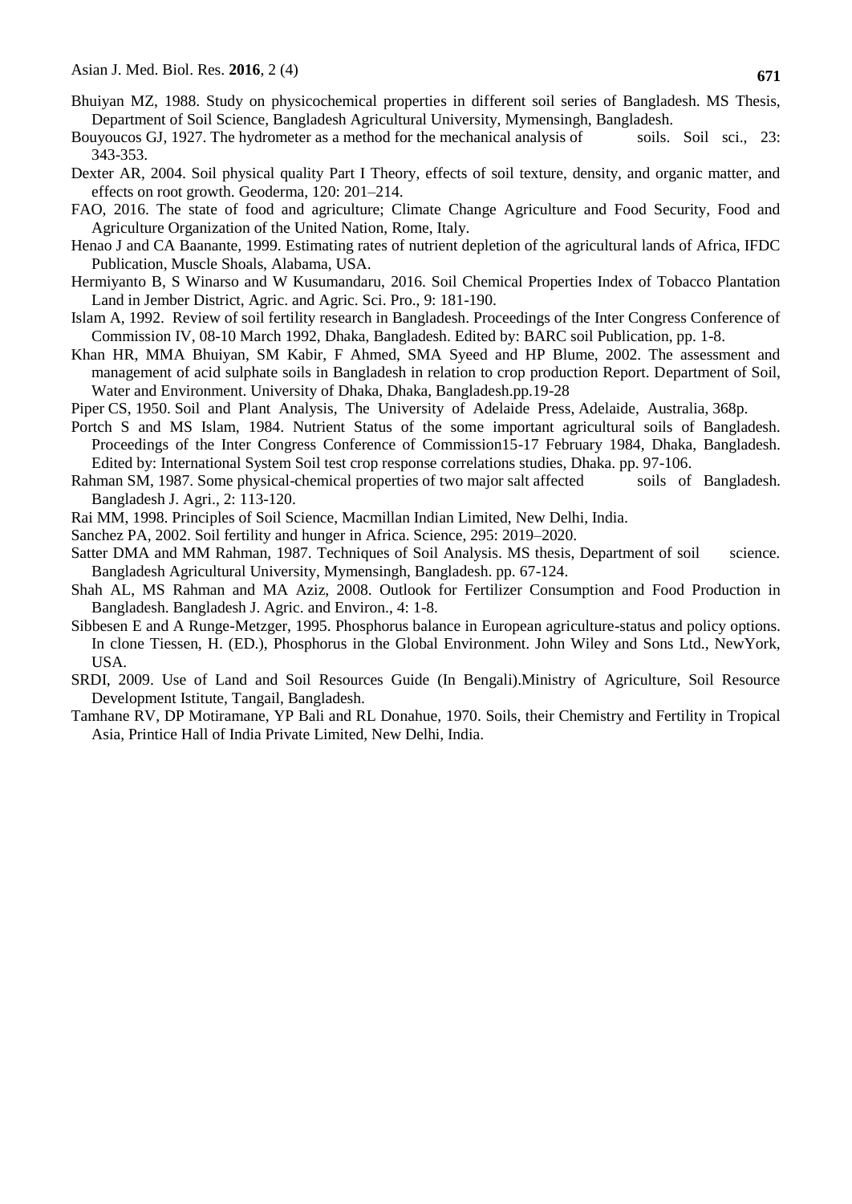Bhuiyan MZ, 1988. Study on physicochemical properties in different soil series of Bangladesh. MS Thesis, Department of Soil Science, Bangladesh Agricultural University, Mymensingh, Bangladesh.

Bouyoucos GJ, 1927. The hydrometer as a method for the mechanical analysis of soils. Soil sci., 23: 343-353.

Dexter AR, 2004. Soil physical quality Part I Theory, effects of soil texture, density, and organic matter, and effects on root growth. Geoderma, 120: 201–214.

FAO, 2016. The state of food and agriculture; Climate Change Agriculture and Food Security, Food and Agriculture Organization of the United Nation, Rome, Italy.

Henao J and CA Baanante, 1999. Estimating rates of nutrient depletion of the agricultural lands of Africa, IFDC Publication, Muscle Shoals, Alabama, USA.

Hermiyanto B, S Winarso and W Kusumandaru, 2016. Soil Chemical Properties Index of Tobacco Plantation Land in Jember District, Agric. and Agric. Sci. Pro., 9: 181-190.

Islam A, 1992. Review of soil fertility research in Bangladesh. Proceedings of the Inter Congress Conference of Commission IV, 08-10 March 1992, Dhaka, Bangladesh. Edited by: BARC soil Publication, pp. 1-8.

Khan HR, MMA Bhuiyan, SM Kabir, F Ahmed, SMA Syeed and HP Blume, 2002. The assessment and management of acid sulphate soils in Bangladesh in relation to crop production Report. Department of Soil, Water and Environment. University of Dhaka, Dhaka, Bangladesh.pp.19-28

Piper CS, 1950. Soil and Plant Analysis, The University of Adelaide Press, Adelaide, Australia, 368p.

Portch S and MS Islam, 1984. Nutrient Status of the some important agricultural soils of Bangladesh. Proceedings of the Inter Congress Conference of Commission15-17 February 1984, Dhaka, Bangladesh. Edited by: International System Soil test crop response correlations studies, Dhaka. pp. 97-106.

Rahman SM, 1987. Some physical-chemical properties of two major salt affected soils of Bangladesh. Bangladesh J. Agri., 2: 113-120.

Rai MM, 1998. Principles of Soil Science, Macmillan Indian Limited, New Delhi, India.

Sanchez PA, 2002. Soil fertility and hunger in Africa. Science, 295: 2019–2020.

Satter DMA and MM Rahman, 1987. Techniques of Soil Analysis. MS thesis, Department of soil science. Bangladesh Agricultural University, Mymensingh, Bangladesh. pp. 67-124.

Shah AL, MS Rahman and MA Aziz, 2008. Outlook for Fertilizer Consumption and Food Production in Bangladesh. Bangladesh J. Agric. and Environ., 4: 1-8.

Sibbesen E and A Runge-Metzger, 1995. Phosphorus balance in European agriculture-status and policy options. In clone Tiessen, H. (ED.), Phosphorus in the Global Environment. John Wiley and Sons Ltd., NewYork, USA.

SRDI, 2009. Use of Land and Soil Resources Guide (In Bengali).Ministry of Agriculture, Soil Resource Development Istitute, Tangail, Bangladesh.

Tamhane RV, DP Motiramane, YP Bali and RL Donahue, 1970. Soils, their Chemistry and Fertility in Tropical Asia, Printice Hall of India Private Limited, New Delhi, India.